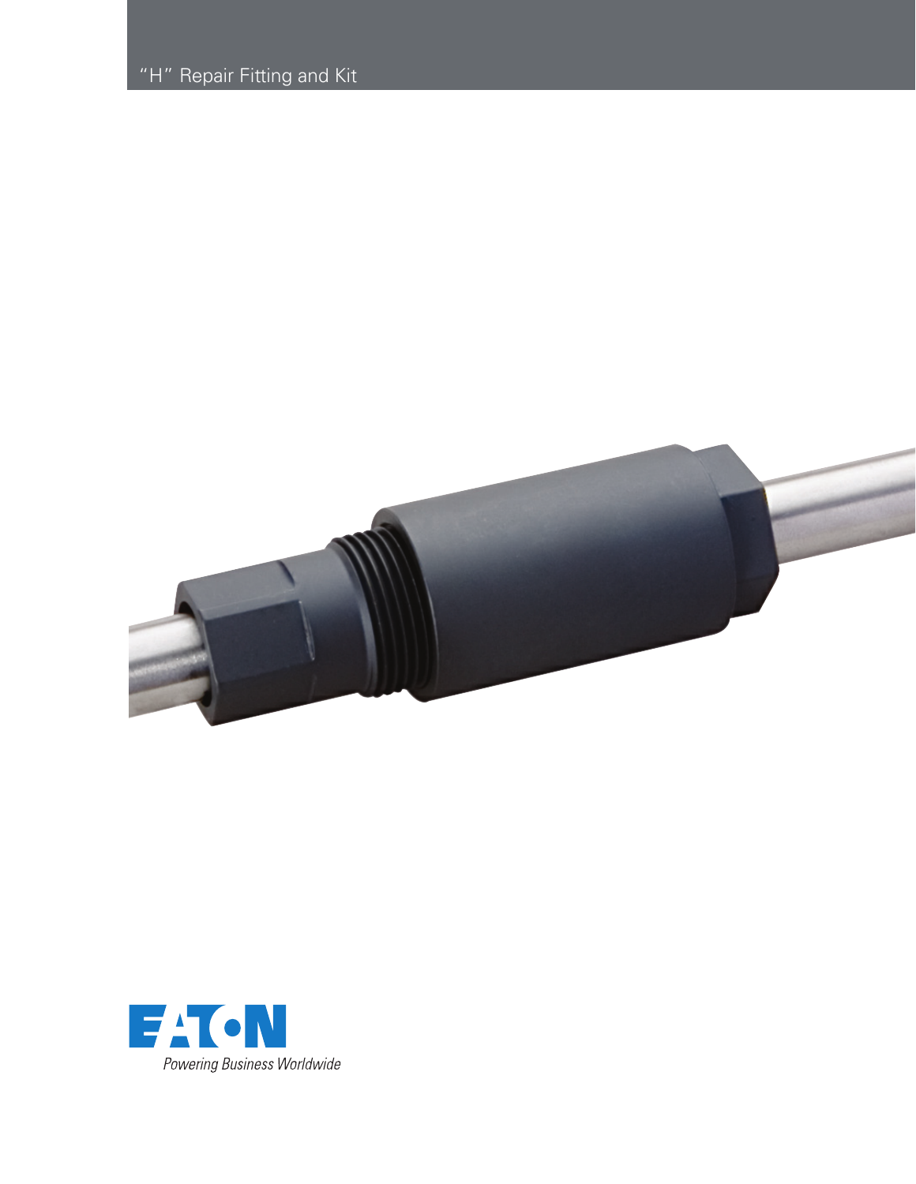# "H" Repair Fitting and Kit

Powering Business Worldwide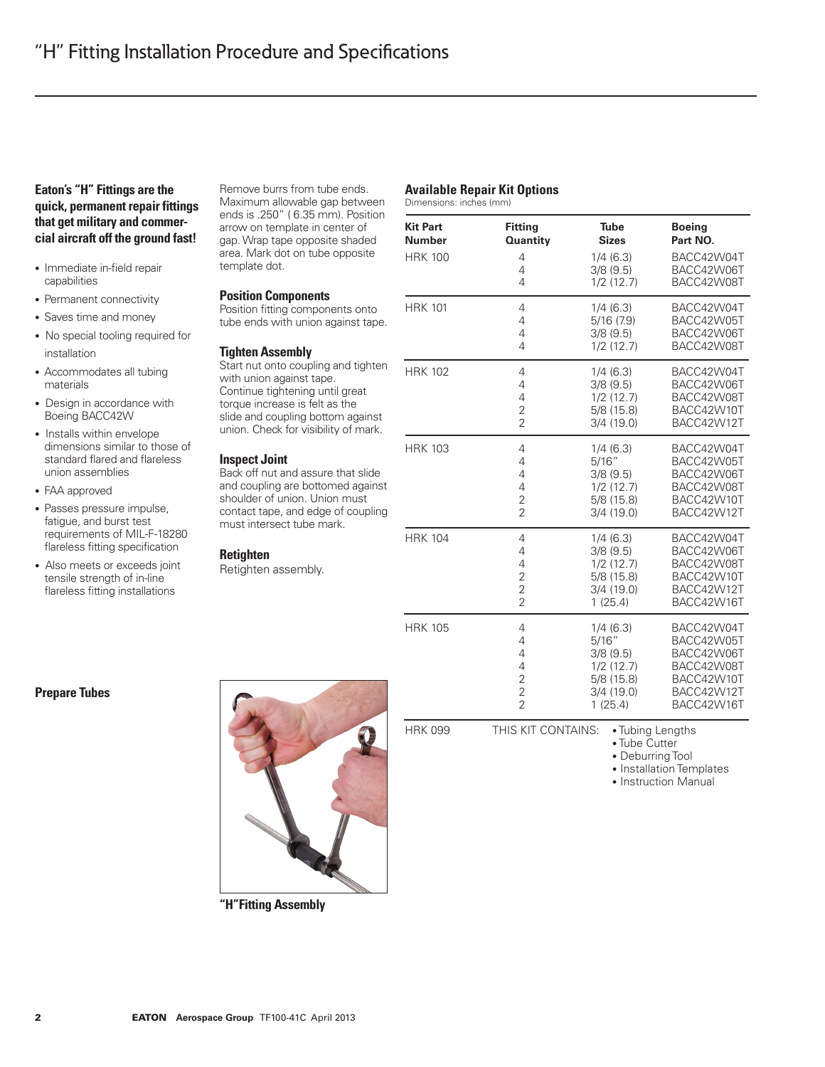# "H" Fitting Installation Procedure and Specifications

**Eaton's "H" Fittings are the quick, permanent repair fittings that get military and commercial aircraft off the ground fast!**

- Immediate in-field repair capabilities
- Permanent connectivity
- Saves time and money
- No special tooling required for installation
- Accommodates all tubing materials
- Design in accordance with Boeing BACC42W
- Installs within envelope dimensions similar to those of standard flared and flareless union assemblies
- FAA approved
- Passes pressure impulse, fatigue, and burst test requirements of MIL-F-18280 flareless fitting specification
- Also meets or exceeds joint tensile strength of in-line flareless fitting installations

### Prepare Tubes

Remove burrs from tube ends. Maximum allowable gap between ends is .250" ( 6.35 mm). Position arrow on template in center of gap. Wrap tape opposite shaded area. Mark dot on tube opposite template dot.

### Position Components

Position fitting components onto tube ends with union against tape.

### Tighten Assembly

Start nut onto coupling and tighten with union against tape. Continue tightening until great torque increase is felt as the slide and coupling bottom against union. Check for visibility of mark.

### Inspect Joint

Back off nut and assure that slide and coupling are bottomed against shoulder of union. Union must contact tape, and edge of coupling must intersect tube mark.

### Retighten

Retighten assembly.

**"H"Fitting Assembly**

### Available Repair Kit Options

Dimensions: inches (mm)

| Kit Part Number | Fitting Quantity | Tube Sizes | Boeing Part NO. |
|---|---|---|---|
| HRK 100 | 4 | 1/4 (6.3) | BACC42W04T |
| | 4 | 3/8 (9.5) | BACC42W06T |
| | 4 | 1/2 (12.7) | BACC42W08T |
| HRK 101 | 4 | 1/4 (6.3) | BACC42W04T |
| | 4 | 5/16 (7.9) | BACC42W05T |
| | 4 | 3/8 (9.5) | BACC42W06T |
| | 4 | 1/2 (12.7) | BACC42W08T |
| HRK 102 | 4 | 1/4 (6.3) | BACC42W04T |
| | 4 | 3/8 (9.5) | BACC42W06T |
| | 4 | 1/2 (12.7) | BACC42W08T |
| | 2 | 5/8 (15.8) | BACC42W10T |
| | 2 | 3/4 (19.0) | BACC42W12T |
| HRK 103 | 4 | 1/4 (6.3) | BACC42W04T |
| | 4 | 5/16" | BACC42W05T |
| | 4 | 3/8 (9.5) | BACC42W06T |
| | 4 | 1/2 (12.7) | BACC42W08T |
| | 2 | 5/8 (15.8) | BACC42W10T |
| | 2 | 3/4 (19.0) | BACC42W12T |
| HRK 104 | 4 | 1/4 (6.3) | BACC42W04T |
| | 4 | 3/8 (9.5) | BACC42W06T |
| | 4 | 1/2 (12.7) | BACC42W08T |
| | 2 | 5/8 (15.8) | BACC42W10T |
| | 2 | 3/4 (19.0) | BACC42W12T |
| | 2 | 1 (25.4) | BACC42W16T |
| HRK 105 | 4 | 1/4 (6.3) | BACC42W04T |
| | 4 | 5/16" | BACC42W05T |
| | 4 | 3/8 (9.5) | BACC42W06T |
| | 4 | 1/2 (12.7) | BACC42W08T |
| | 2 | 5/8 (15.8) | BACC42W10T |
| | 2 | 3/4 (19.0) | BACC42W12T |
| | 2 | 1 (25.4) | BACC42W16T |

HRK 099 THIS KIT CONTAINS:

- Tubing Lengths
- Tube Cutter
- Deburring Tool
- Installation Templates
- Instruction Manual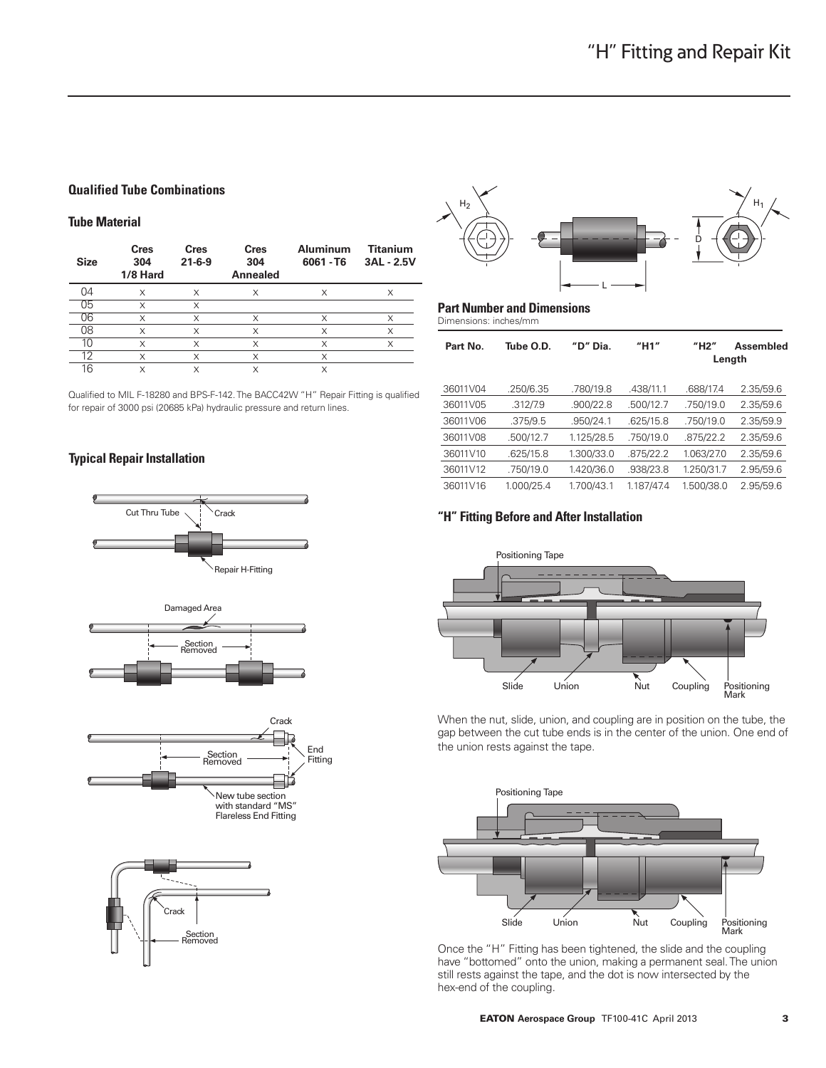# "H" Fitting and Repair Kit

### Qualified Tube Combinations

### Tube Material

| Size | Cres 304 1/8 Hard | Cres 21-6-9 | Cres 304 Annealed | Aluminum 6061 - T6 | Titanium 3AL - 2.5V |
|---|---|---|---|---|---|
| 04 | x | x | x | x | x |
| 05 | x | x | | | |
| 06 | x | x | x | x | x |
| 08 | x | x | x | x | x |
| 10 | x | x | x | x | x |
| 12 | x | x | x | x | |
| 16 | x | x | x | x | |

Qualified to MIL F-18280 and BPS-F-142. The BACC42W "H" Repair Fitting is qualified for repair of 3000 psi (20685 kPa) hydraulic pressure and return lines.

### Typical Repair Installation

Cut Thru Tube

Crack

Repair H-Fitting

Damaged Area

Section Removed

Crack

Section Removed

End Fitting

New tube section with standard "MS" Flareless End Fitting

Crack

Section Removed

$H_2$

$H_1$

D

L

### Part Number and Dimensions

Dimensions: inches/mm

| Part No. | Tube O.D. | "D" Dia. | "H1" | "H2" | Assembled Length |
|---|---|---|---|---|---|
| 36011V04 | .250/6.35 | .780/19.8 | .438/11.1 | .688/17.4 | 2.35/59.6 |
| 36011V05 | .312/7.9 | .900/22.8 | .500/12.7 | .750/19.0 | 2.35/59.6 |
| 36011V06 | .375/9.5 | .950/24.1 | .625/15.8 | .750/19.0 | 2.35/59.9 |
| 36011V08 | .500/12.7 | 1.125/28.5 | .750/19.0 | .875/22.2 | 2.35/59.6 |
| 36011V10 | .625/15.8 | 1.300/33.0 | .875/22.2 | 1.063/27.0 | 2.35/59.6 |
| 36011V12 | .750/19.0 | 1.420/36.0 | .938/23.8 | 1.250/31.7 | 2.95/59.6 |
| 36011V16 | 1.000/25.4 | 1.700/43.1 | 1.187/47.4 | 1.500/38.0 | 2.95/59.6 |

### "H" Fitting Before and After Installation

Positioning Tape

Slide

Union

Nut

Coupling

Positioning Mark

When the nut, slide, union, and coupling are in position on the tube, the gap between the cut tube ends is in the center of the union. One end of the union rests against the tape.

Positioning Tape

Slide

Union

Nut

Coupling

Positioning Mark

Once the "H" Fitting has been tightened, the slide and the coupling have "bottomed" onto the union, making a permanent seal. The union still rests against the tape, and the dot is now intersected by the hex-end of the coupling.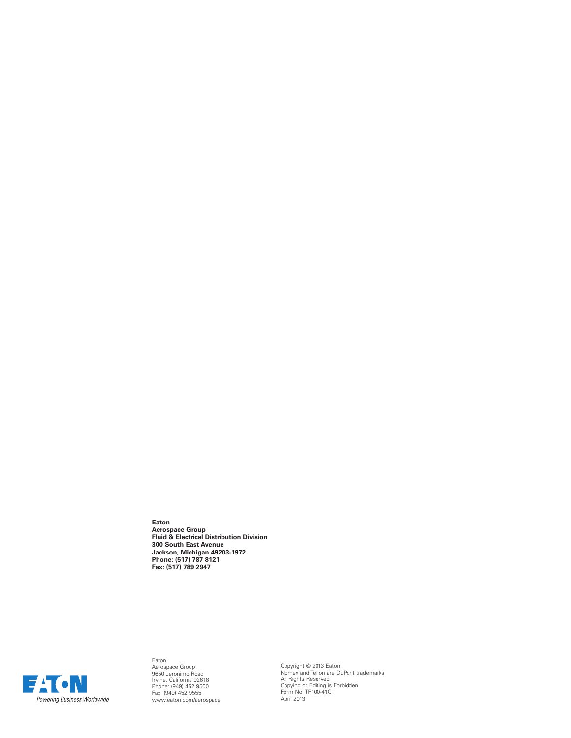**Eaton**
**Aerospace Group**
**Fluid & Electrical Distribution Division**
**300 South East Avenue**
**Jackson, Michigan 49203-1972**
**Phone: (517) 787 8121**
**Fax: (517) 789 2947**

EATON
*Powering Business Worldwide*

Eaton
Aerospace Group
9650 Jeronimo Road
Irvine, California 92618
Phone: (949) 452 9500
Fax: (949) 452 9555
www.eaton.com/aerospace

Copyright © 2013 Eaton
Nomex and Teflon are DuPont trademarks
All Rights Reserved
Copying or Editing is Forbidden
Form No. TF100-41C
April 2013